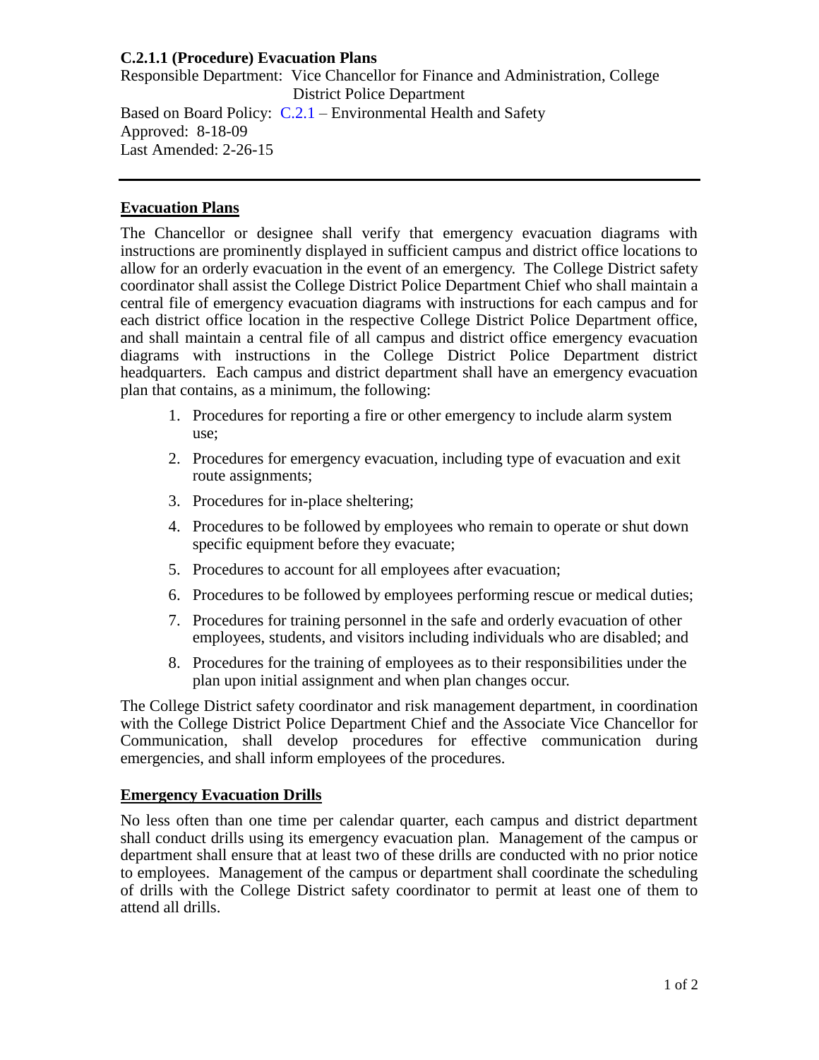**C.2.1.1 (Procedure) Evacuation Plans**

Responsible Department: Vice Chancellor for Finance and Administration, College District Police Department

Based on Board Policy: C.2.1 – Environmental Health and Safety

Approved: 8-18-09

Last Amended: 2-26-15

---

## Evacuation Plans

The Chancellor or designee shall verify that emergency evacuation diagrams with instructions are prominently displayed in sufficient campus and district office locations to allow for an orderly evacuation in the event of an emergency. The College District safety coordinator shall assist the College District Police Department Chief who shall maintain a central file of emergency evacuation diagrams with instructions for each campus and for each district office location in the respective College District Police Department office, and shall maintain a central file of all campus and district office emergency evacuation diagrams with instructions in the College District Police Department district headquarters. Each campus and district department shall have an emergency evacuation plan that contains, as a minimum, the following:

1. Procedures for reporting a fire or other emergency to include alarm system use;
2. Procedures for emergency evacuation, including type of evacuation and exit route assignments;
3. Procedures for in-place sheltering;
4. Procedures to be followed by employees who remain to operate or shut down specific equipment before they evacuate;
5. Procedures to account for all employees after evacuation;
6. Procedures to be followed by employees performing rescue or medical duties;
7. Procedures for training personnel in the safe and orderly evacuation of other employees, students, and visitors including individuals who are disabled; and
8. Procedures for the training of employees as to their responsibilities under the plan upon initial assignment and when plan changes occur.

The College District safety coordinator and risk management department, in coordination with the College District Police Department Chief and the Associate Vice Chancellor for Communication, shall develop procedures for effective communication during emergencies, and shall inform employees of the procedures.

## Emergency Evacuation Drills

No less often than one time per calendar quarter, each campus and district department shall conduct drills using its emergency evacuation plan. Management of the campus or department shall ensure that at least two of these drills are conducted with no prior notice to employees. Management of the campus or department shall coordinate the scheduling of drills with the College District safety coordinator to permit at least one of them to attend all drills.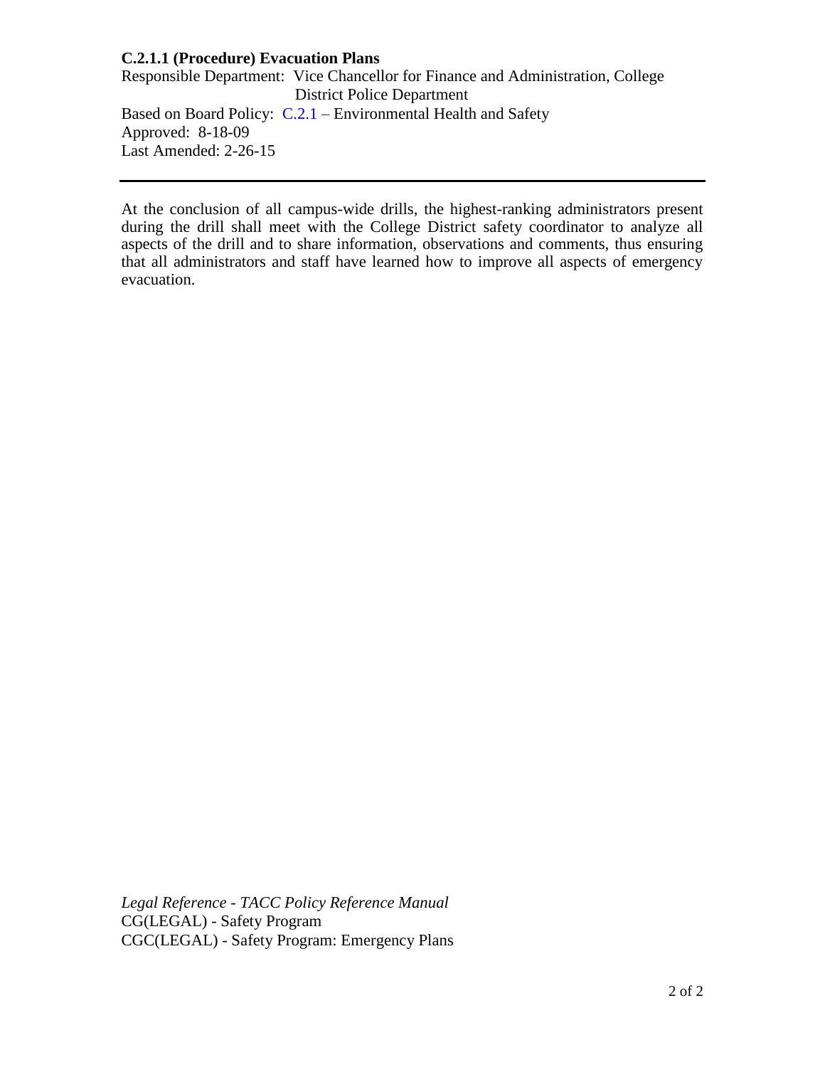**C.2.1.1 (Procedure) Evacuation Plans**

Responsible Department: Vice Chancellor for Finance and Administration, College District Police Department

Based on Board Policy: C.2.1 – Environmental Health and Safety

Approved: 8-18-09

Last Amended: 2-26-15

---

At the conclusion of all campus-wide drills, the highest-ranking administrators present during the drill shall meet with the College District safety coordinator to analyze all aspects of the drill and to share information, observations and comments, thus ensuring that all administrators and staff have learned how to improve all aspects of emergency evacuation.

*Legal Reference - TACC Policy Reference Manual*

CG(LEGAL) - Safety Program

CGC(LEGAL) - Safety Program: Emergency Plans